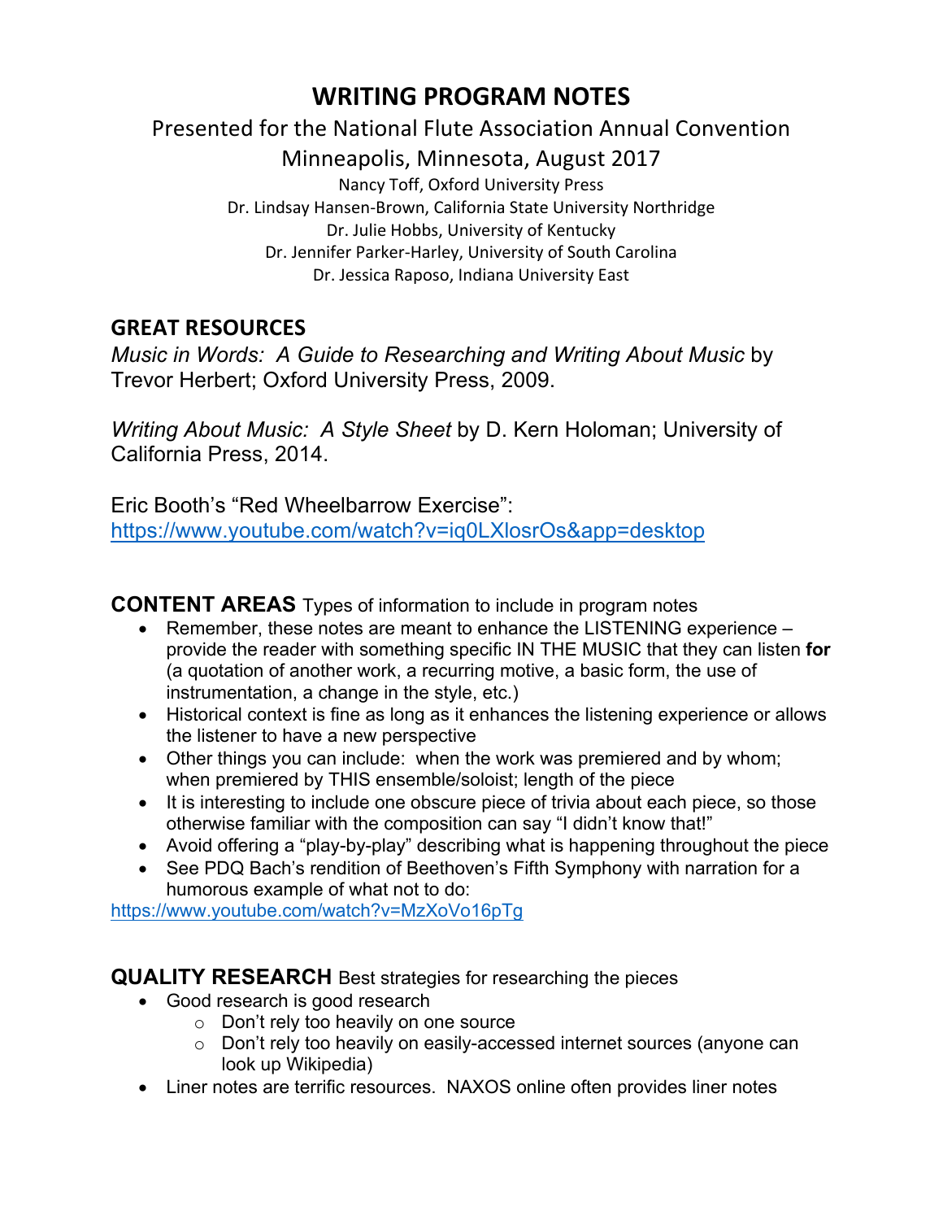# WRITING PROGRAM NOTES

Presented for the National Flute Association Annual Convention

Minneapolis, Minnesota, August 2017

Nancy Toff, Oxford University Press
Dr. Lindsay Hansen-Brown, California State University Northridge
Dr. Julie Hobbs, University of Kentucky
Dr. Jennifer Parker-Harley, University of South Carolina
Dr. Jessica Raposo, Indiana University East

## GREAT RESOURCES

*Music in Words: A Guide to Researching and Writing About Music* by Trevor Herbert; Oxford University Press, 2009.

*Writing About Music: A Style Sheet* by D. Kern Holoman; University of California Press, 2014.

Eric Booth's "Red Wheelbarrow Exercise":
https://www.youtube.com/watch?v=iq0LXlosrOs&app=desktop

## CONTENT AREAS Types of information to include in program notes

- Remember, these notes are meant to enhance the LISTENING experience – provide the reader with something specific IN THE MUSIC that they can listen **for** (a quotation of another work, a recurring motive, a basic form, the use of instrumentation, a change in the style, etc.)
- Historical context is fine as long as it enhances the listening experience or allows the listener to have a new perspective
- Other things you can include: when the work was premiered and by whom; when premiered by THIS ensemble/soloist; length of the piece
- It is interesting to include one obscure piece of trivia about each piece, so those otherwise familiar with the composition can say "I didn't know that!"
- Avoid offering a "play-by-play" describing what is happening throughout the piece
- See PDQ Bach's rendition of Beethoven's Fifth Symphony with narration for a humorous example of what not to do:

https://www.youtube.com/watch?v=MzXoVo16pTg

## QUALITY RESEARCH Best strategies for researching the pieces

- Good research is good research
  - Don't rely too heavily on one source
  - Don't rely too heavily on easily-accessed internet sources (anyone can look up Wikipedia)
- Liner notes are terrific resources. NAXOS online often provides liner notes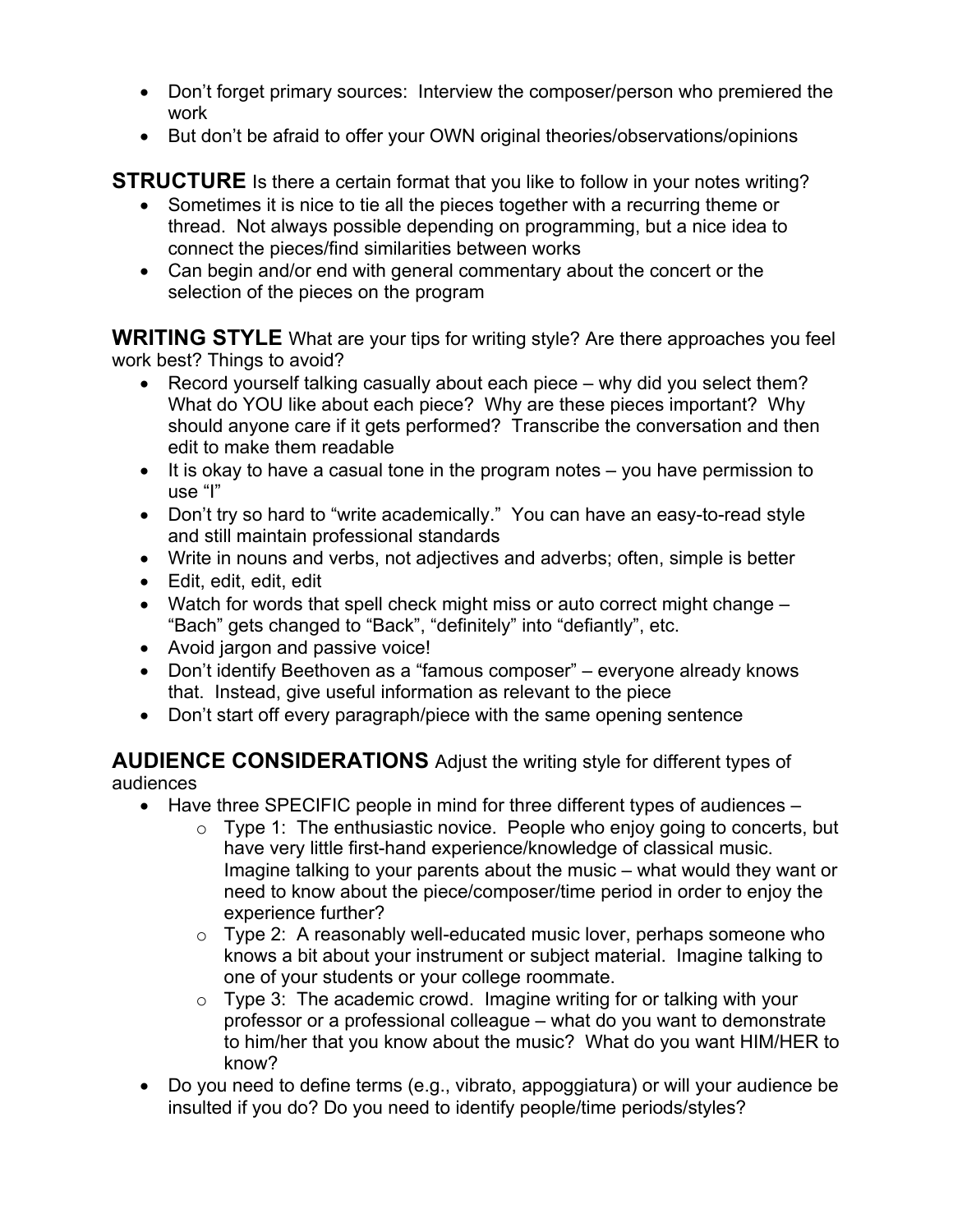- Don't forget primary sources: Interview the composer/person who premiered the work
- But don't be afraid to offer your OWN original theories/observations/opinions

**STRUCTURE** Is there a certain format that you like to follow in your notes writing?

- Sometimes it is nice to tie all the pieces together with a recurring theme or thread. Not always possible depending on programming, but a nice idea to connect the pieces/find similarities between works
- Can begin and/or end with general commentary about the concert or the selection of the pieces on the program

**WRITING STYLE** What are your tips for writing style? Are there approaches you feel work best? Things to avoid?

- Record yourself talking casually about each piece – why did you select them? What do YOU like about each piece? Why are these pieces important? Why should anyone care if it gets performed? Transcribe the conversation and then edit to make them readable
- It is okay to have a casual tone in the program notes – you have permission to use "I"
- Don't try so hard to "write academically." You can have an easy-to-read style and still maintain professional standards
- Write in nouns and verbs, not adjectives and adverbs; often, simple is better
- Edit, edit, edit, edit
- Watch for words that spell check might miss or auto correct might change – "Bach" gets changed to "Back", "definitely" into "defiantly", etc.
- Avoid jargon and passive voice!
- Don't identify Beethoven as a "famous composer" – everyone already knows that. Instead, give useful information as relevant to the piece
- Don't start off every paragraph/piece with the same opening sentence

**AUDIENCE CONSIDERATIONS** Adjust the writing style for different types of audiences

- Have three SPECIFIC people in mind for three different types of audiences –
  - Type 1: The enthusiastic novice. People who enjoy going to concerts, but have very little first-hand experience/knowledge of classical music. Imagine talking to your parents about the music – what would they want or need to know about the piece/composer/time period in order to enjoy the experience further?
  - Type 2: A reasonably well-educated music lover, perhaps someone who knows a bit about your instrument or subject material. Imagine talking to one of your students or your college roommate.
  - Type 3: The academic crowd. Imagine writing for or talking with your professor or a professional colleague – what do you want to demonstrate to him/her that you know about the music? What do you want HIM/HER to know?
- Do you need to define terms (e.g., vibrato, appoggiatura) or will your audience be insulted if you do? Do you need to identify people/time periods/styles?